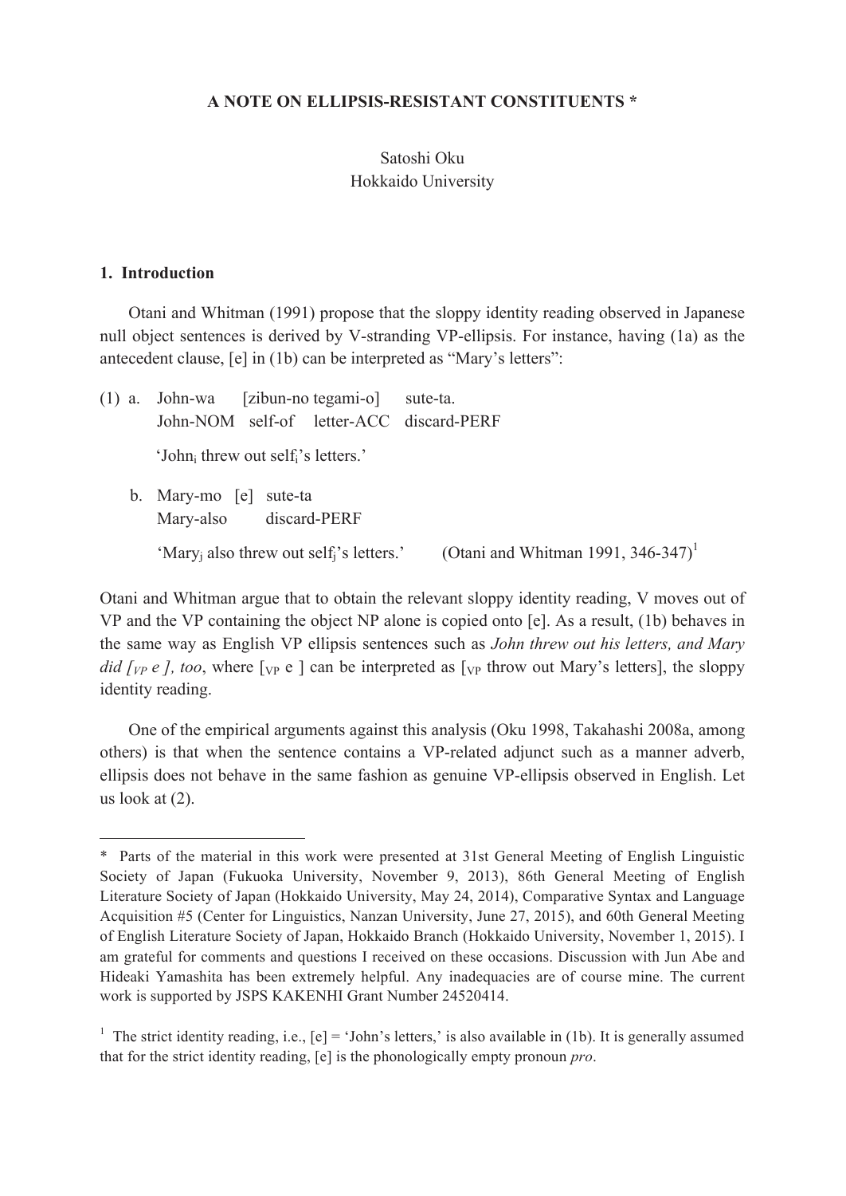**A NOTE ON ELLIPSIS-RESISTANT CONSTITUENTS ***

Satoshi Oku
Hokkaido University

## 1. Introduction

Otani and Whitman (1991) propose that the sloppy identity reading observed in Japanese null object sentences is derived by V-stranding VP-ellipsis. For instance, having (1a) as the antecedent clause, [e] in (1b) can be interpreted as "Mary's letters":

(1) a. John-wa [zibun-no tegami-o] sute-ta.
John-NOM self-of letter-ACC discard-PERF

'John$_i$ threw out self$_i$'s letters.'

b. Mary-mo [e] sute-ta
Mary-also discard-PERF

'Mary$_j$ also threw out self$_j$'s letters.' (Otani and Whitman 1991, 346-347)[1]

Otani and Whitman argue that to obtain the relevant sloppy identity reading, V moves out of VP and the VP containing the object NP alone is copied onto [e]. As a result, (1b) behaves in the same way as English VP ellipsis sentences such as *John threw out his letters, and Mary did [$_{VP}$ e ], too*, where [$_{VP}$ e ] can be interpreted as [$_{VP}$ throw out Mary's letters], the sloppy identity reading.

One of the empirical arguments against this analysis (Oku 1998, Takahashi 2008a, among others) is that when the sentence contains a VP-related adjunct such as a manner adverb, ellipsis does not behave in the same fashion as genuine VP-ellipsis observed in English. Let us look at (2).

---

* Parts of the material in this work were presented at 31st General Meeting of English Linguistic Society of Japan (Fukuoka University, November 9, 2013), 86th General Meeting of English Literature Society of Japan (Hokkaido University, May 24, 2014), Comparative Syntax and Language Acquisition #5 (Center for Linguistics, Nanzan University, June 27, 2015), and 60th General Meeting of English Literature Society of Japan, Hokkaido Branch (Hokkaido University, November 1, 2015). I am grateful for comments and questions I received on these occasions. Discussion with Jun Abe and Hideaki Yamashita has been extremely helpful. Any inadequacies are of course mine. The current work is supported by JSPS KAKENHI Grant Number 24520414.

[1] The strict identity reading, i.e., [e] = 'John's letters,' is also available in (1b). It is generally assumed that for the strict identity reading, [e] is the phonologically empty pronoun *pro*.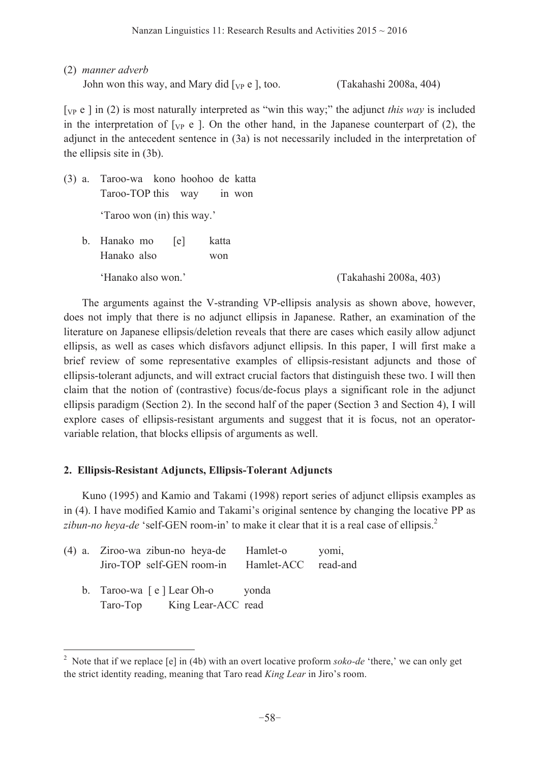(2) *manner adverb*

John won this way, and Mary did [$_{VP}$ e ], too. (Takahashi 2008a, 404)

[$_{VP}$ e ] in (2) is most naturally interpreted as "win this way;" the adjunct *this way* is included in the interpretation of [$_{VP}$ e ]. On the other hand, in the Japanese counterpart of (2), the adjunct in the antecedent sentence in (3a) is not necessarily included in the interpretation of the ellipsis site in (3b).

(3) a. Taroo-wa kono hoohoo de katta
   Taroo-TOP this way in won

   'Taroo won (in) this way.'

b. Hanako mo [e] katta
   Hanako also won

   'Hanako also won.' (Takahashi 2008a, 403)

The arguments against the V-stranding VP-ellipsis analysis as shown above, however, does not imply that there is no adjunct ellipsis in Japanese. Rather, an examination of the literature on Japanese ellipsis/deletion reveals that there are cases which easily allow adjunct ellipsis, as well as cases which disfavors adjunct ellipsis. In this paper, I will first make a brief review of some representative examples of ellipsis-resistant adjuncts and those of ellipsis-tolerant adjuncts, and will extract crucial factors that distinguish these two. I will then claim that the notion of (contrastive) focus/de-focus plays a significant role in the adjunct ellipsis paradigm (Section 2). In the second half of the paper (Section 3 and Section 4), I will explore cases of ellipsis-resistant arguments and suggest that it is focus, not an operator-variable relation, that blocks ellipsis of arguments as well.

## 2. Ellipsis-Resistant Adjuncts, Ellipsis-Tolerant Adjuncts

Kuno (1995) and Kamio and Takami (1998) report series of adjunct ellipsis examples as in (4). I have modified Kamio and Takami's original sentence by changing the locative PP as *zibun-no heya-de* 'self-GEN room-in' to make it clear that it is a real case of ellipsis.[2]

(4) a. Ziroo-wa zibun-no heya-de Hamlet-o yomi,
   Jiro-TOP self-GEN room-in Hamlet-ACC read-and

b. Taroo-wa [ e ] Lear Oh-o yonda
   Taro-Top King Lear-ACC read

---

[2] Note that if we replace [e] in (4b) with an overt locative proform *soko-de* 'there,' we can only get the strict identity reading, meaning that Taro read *King Lear* in Jiro's room.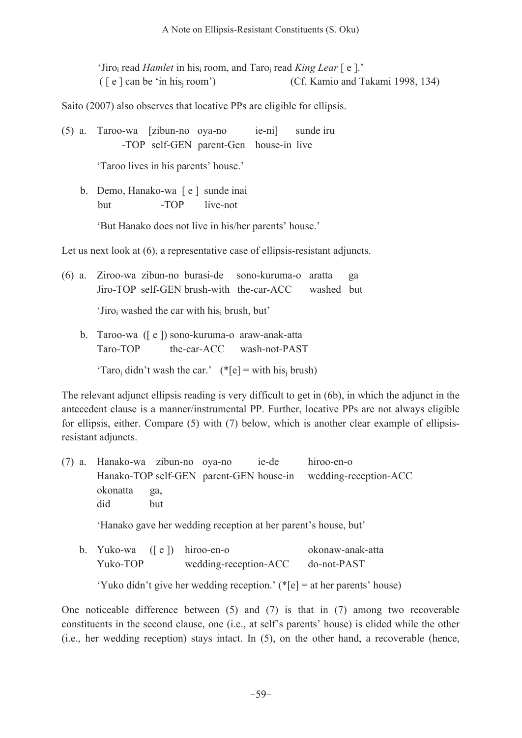'Jiro$_i$ read *Hamlet* in his$_i$ room, and Taro$_j$ read *King Lear* [ e ].'
( [ e ] can be 'in his$_j$ room') (Cf. Kamio and Takami 1998, 134)

Saito (2007) also observes that locative PPs are eligible for ellipsis.

(5) a. Taroo-wa [zibun-no oya-no ie-ni] sunde iru
-TOP self-GEN parent-Gen house-in live

'Taroo lives in his parents' house.'

b. Demo, Hanako-wa [ e ] sunde inai
but -TOP live-not

'But Hanako does not live in his/her parents' house.'

Let us next look at (6), a representative case of ellipsis-resistant adjuncts.

(6) a. Ziroo-wa zibun-no burasi-de sono-kuruma-o aratta ga
Jiro-TOP self-GEN brush-with the-car-ACC washed but

'Jiro$_i$ washed the car with his$_i$ brush, but'

b. Taroo-wa ([ e ]) sono-kuruma-o araw-anak-atta
Taro-TOP the-car-ACC wash-not-PAST

'Taro$_j$ didn't wash the car.' (*[e] = with his$_j$ brush)

The relevant adjunct ellipsis reading is very difficult to get in (6b), in which the adjunct in the antecedent clause is a manner/instrumental PP. Further, locative PPs are not always eligible for ellipsis, either. Compare (5) with (7) below, which is another clear example of ellipsis-resistant adjuncts.

(7) a. Hanako-wa zibun-no oya-no ie-de hiroo-en-o
Hanako-TOP self-GEN parent-GEN house-in wedding-reception-ACC
okonatta ga,
did but

'Hanako gave her wedding reception at her parent's house, but'

b. Yuko-wa ([ e ]) hiroo-en-o okonaw-anak-atta
Yuko-TOP wedding-reception-ACC do-not-PAST

'Yuko didn't give her wedding reception.' (*[e] = at her parents' house)

One noticeable difference between (5) and (7) is that in (7) among two recoverable constituents in the second clause, one (i.e., at self's parents' house) is elided while the other (i.e., her wedding reception) stays intact. In (5), on the other hand, a recoverable (hence,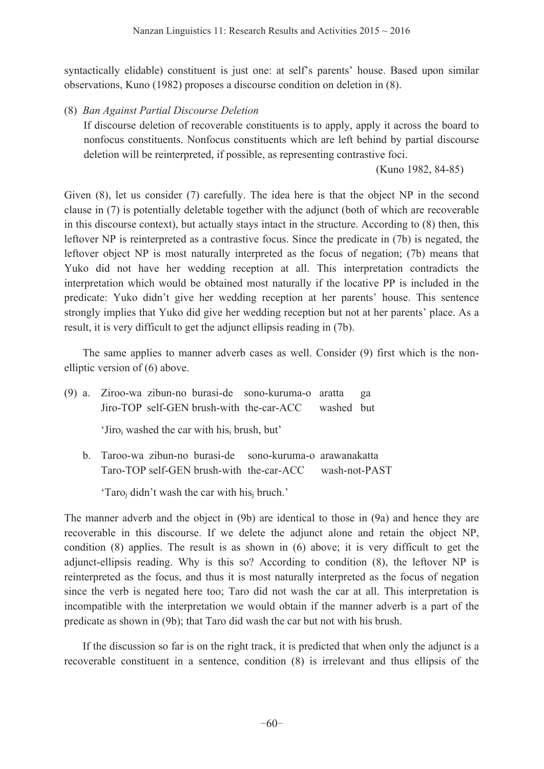syntactically elidable) constituent is just one: at self's parents' house. Based upon similar observations, Kuno (1982) proposes a discourse condition on deletion in (8).

(8) *Ban Against Partial Discourse Deletion*
If discourse deletion of recoverable constituents is to apply, apply it across the board to nonfocus constituents. Nonfocus constituents which are left behind by partial discourse deletion will be reinterpreted, if possible, as representing contrastive foci.
(Kuno 1982, 84-85)

Given (8), let us consider (7) carefully. The idea here is that the object NP in the second clause in (7) is potentially deletable together with the adjunct (both of which are recoverable in this discourse context), but actually stays intact in the structure. According to (8) then, this leftover NP is reinterpreted as a contrastive focus. Since the predicate in (7b) is negated, the leftover object NP is most naturally interpreted as the focus of negation; (7b) means that Yuko did not have her wedding reception at all. This interpretation contradicts the interpretation which would be obtained most naturally if the locative PP is included in the predicate: Yuko didn't give her wedding reception at her parents' house. This sentence strongly implies that Yuko did give her wedding reception but not at her parents' place. As a result, it is very difficult to get the adjunct ellipsis reading in (7b).

The same applies to manner adverb cases as well. Consider (9) first which is the non-elliptic version of (6) above.

(9) a. Ziroo-wa zibun-no burasi-de sono-kuruma-o aratta ga
Jiro-TOP self-GEN brush-with the-car-ACC washed but

'Jiro$_i$ washed the car with his$_i$ brush, but'

b. Taroo-wa zibun-no burasi-de sono-kuruma-o arawanakatta
Taro-TOP self-GEN brush-with the-car-ACC wash-not-PAST

'Taro$_j$ didn't wash the car with his$_j$ bruch.'

The manner adverb and the object in (9b) are identical to those in (9a) and hence they are recoverable in this discourse. If we delete the adjunct alone and retain the object NP, condition (8) applies. The result is as shown in (6) above; it is very difficult to get the adjunct-ellipsis reading. Why is this so? According to condition (8), the leftover NP is reinterpreted as the focus, and thus it is most naturally interpreted as the focus of negation since the verb is negated here too; Taro did not wash the car at all. This interpretation is incompatible with the interpretation we would obtain if the manner adverb is a part of the predicate as shown in (9b); that Taro did wash the car but not with his brush.

If the discussion so far is on the right track, it is predicted that when only the adjunct is a recoverable constituent in a sentence, condition (8) is irrelevant and thus ellipsis of the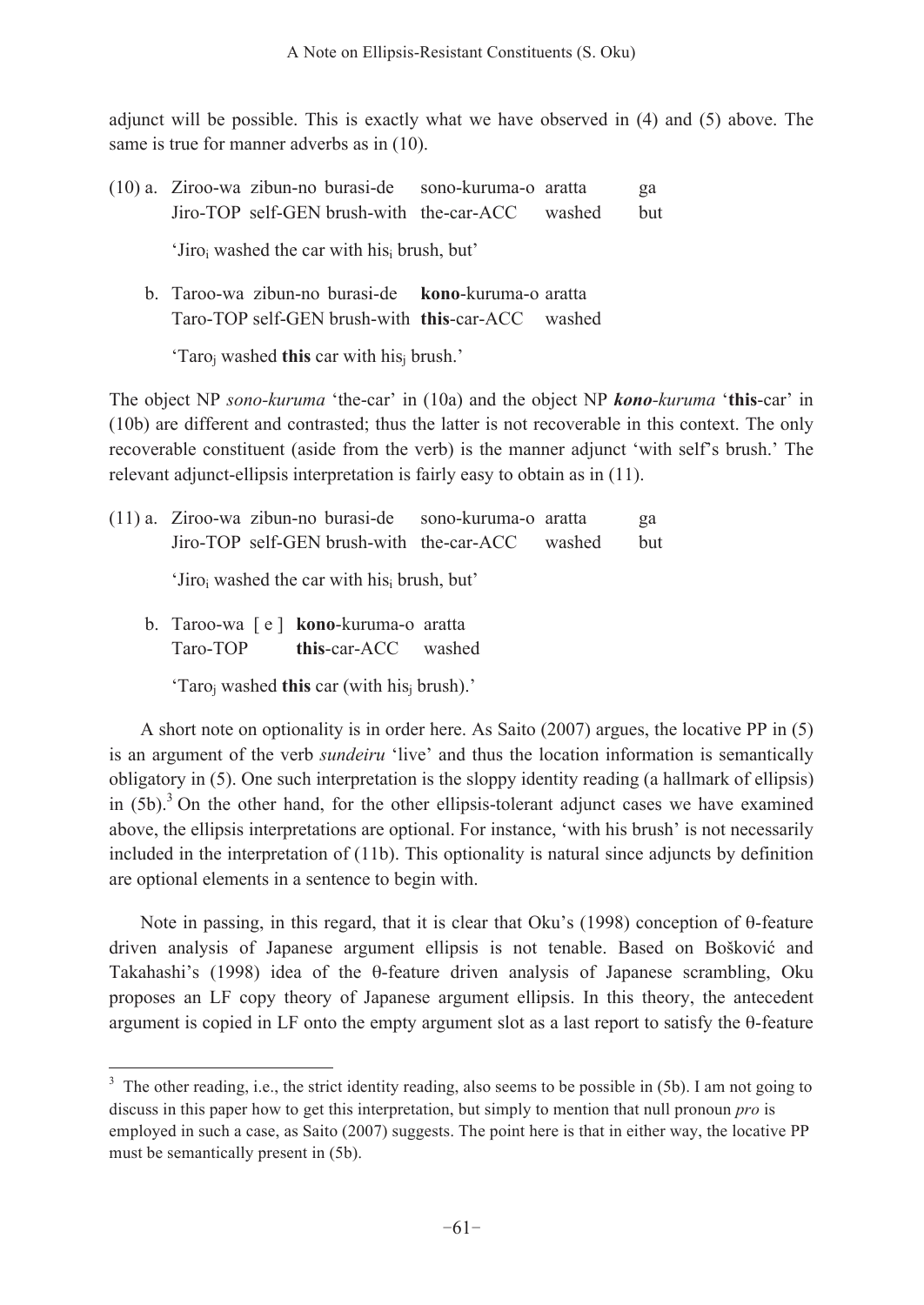adjunct will be possible. This is exactly what we have observed in (4) and (5) above. The same is true for manner adverbs as in (10).

(10) a. Ziroo-wa zibun-no burasi-de sono-kuruma-o aratta ga
Jiro-TOP self-GEN brush-with the-car-ACC washed but

'Jiro$_i$ washed the car with his$_i$ brush, but'

b. Taroo-wa zibun-no burasi-de **kono**-kuruma-o aratta
Taro-TOP self-GEN brush-with **this**-car-ACC washed

'Taro$_j$ washed **this** car with his$_j$ brush.'

The object NP *sono-kuruma* 'the-car' in (10a) and the object NP ***kono**-kuruma* '**this**-car' in (10b) are different and contrasted; thus the latter is not recoverable in this context. The only recoverable constituent (aside from the verb) is the manner adjunct 'with self's brush.' The relevant adjunct-ellipsis interpretation is fairly easy to obtain as in (11).

(11) a. Ziroo-wa zibun-no burasi-de sono-kuruma-o aratta ga
Jiro-TOP self-GEN brush-with the-car-ACC washed but

'Jiro$_i$ washed the car with his$_i$ brush, but'

b. Taroo-wa [ e ] **kono**-kuruma-o aratta
Taro-TOP **this**-car-ACC washed

'Taro$_j$ washed **this** car (with his$_j$ brush).'

A short note on optionality is in order here. As Saito (2007) argues, the locative PP in (5) is an argument of the verb *sundeiru* 'live' and thus the location information is semantically obligatory in (5). One such interpretation is the sloppy identity reading (a hallmark of ellipsis) in (5b).[3] On the other hand, for the other ellipsis-tolerant adjunct cases we have examined above, the ellipsis interpretations are optional. For instance, 'with his brush' is not necessarily included in the interpretation of (11b). This optionality is natural since adjuncts by definition are optional elements in a sentence to begin with.

Note in passing, in this regard, that it is clear that Oku's (1998) conception of θ-feature driven analysis of Japanese argument ellipsis is not tenable. Based on Bošković and Takahashi's (1998) idea of the θ-feature driven analysis of Japanese scrambling, Oku proposes an LF copy theory of Japanese argument ellipsis. In this theory, the antecedent argument is copied in LF onto the empty argument slot as a last report to satisfy the θ-feature

[3] The other reading, i.e., the strict identity reading, also seems to be possible in (5b). I am not going to discuss in this paper how to get this interpretation, but simply to mention that null pronoun *pro* is employed in such a case, as Saito (2007) suggests. The point here is that in either way, the locative PP must be semantically present in (5b).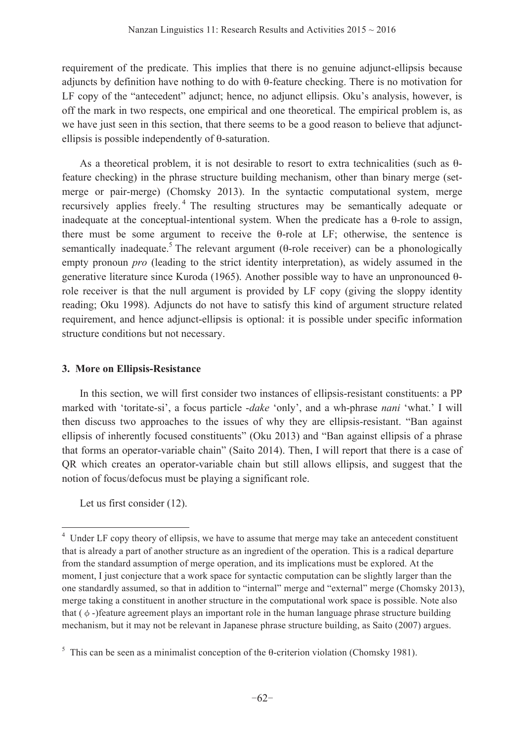requirement of the predicate. This implies that there is no genuine adjunct-ellipsis because adjuncts by definition have nothing to do with θ-feature checking. There is no motivation for LF copy of the "antecedent" adjunct; hence, no adjunct ellipsis. Oku's analysis, however, is off the mark in two respects, one empirical and one theoretical. The empirical problem is, as we have just seen in this section, that there seems to be a good reason to believe that adjunct-ellipsis is possible independently of θ-saturation.

As a theoretical problem, it is not desirable to resort to extra technicalities (such as θ-feature checking) in the phrase structure building mechanism, other than binary merge (set-merge or pair-merge) (Chomsky 2013). In the syntactic computational system, merge recursively applies freely.[4] The resulting structures may be semantically adequate or inadequate at the conceptual-intentional system. When the predicate has a θ-role to assign, there must be some argument to receive the θ-role at LF; otherwise, the sentence is semantically inadequate.[5] The relevant argument (θ-role receiver) can be a phonologically empty pronoun *pro* (leading to the strict identity interpretation), as widely assumed in the generative literature since Kuroda (1965). Another possible way to have an unpronounced θ-role receiver is that the null argument is provided by LF copy (giving the sloppy identity reading; Oku 1998). Adjuncts do not have to satisfy this kind of argument structure related requirement, and hence adjunct-ellipsis is optional: it is possible under specific information structure conditions but not necessary.

## 3. More on Ellipsis-Resistance

In this section, we will first consider two instances of ellipsis-resistant constituents: a PP marked with 'toritate-si', a focus particle *-dake* 'only', and a wh-phrase *nani* 'what.' I will then discuss two approaches to the issues of why they are ellipsis-resistant. "Ban against ellipsis of inherently focused constituents" (Oku 2013) and "Ban against ellipsis of a phrase that forms an operator-variable chain" (Saito 2014). Then, I will report that there is a case of QR which creates an operator-variable chain but still allows ellipsis, and suggest that the notion of focus/defocus must be playing a significant role.

Let us first consider (12).

---

[4] Under LF copy theory of ellipsis, we have to assume that merge may take an antecedent constituent that is already a part of another structure as an ingredient of the operation. This is a radical departure from the standard assumption of merge operation, and its implications must be explored. At the moment, I just conjecture that a work space for syntactic computation can be slightly larger than the one standardly assumed, so that in addition to "internal" merge and "external" merge (Chomsky 2013), merge taking a constituent in another structure in the computational work space is possible. Note also that ($\phi$ -)feature agreement plays an important role in the human language phrase structure building mechanism, but it may not be relevant in Japanese phrase structure building, as Saito (2007) argues.

[5] This can be seen as a minimalist conception of the θ-criterion violation (Chomsky 1981).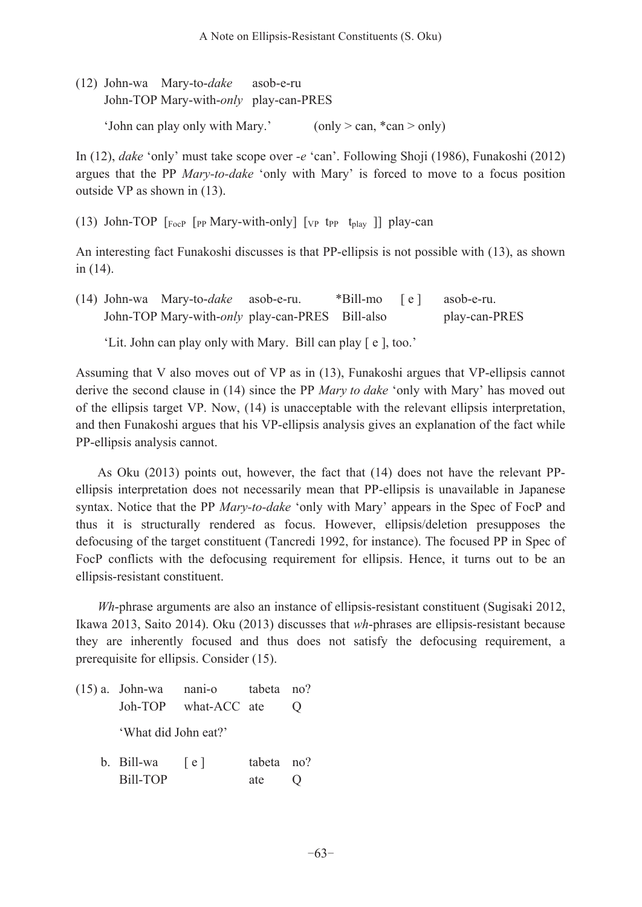(12) John-wa  Mary-to-*dake*  asob-e-ru
John-TOP Mary-with-*only*  play-can-PRES

'John can play only with Mary.'  (only > can, *can > only)

In (12), *dake* 'only' must take scope over *-e* 'can'. Following Shoji (1986), Funakoshi (2012) argues that the PP *Mary-to-dake* 'only with Mary' is forced to move to a focus position outside VP as shown in (13).

(13) John-TOP  [$_{FocP}$ [$_{PP}$ Mary-with-only] [$_{VP}$ $t_{PP}$ $t_{play}$ ]] play-can

An interesting fact Funakoshi discusses is that PP-ellipsis is not possible with (13), as shown in (14).

(14) John-wa  Mary-to-*dake*  asob-e-ru.  *Bill-mo  [ e ]  asob-e-ru.
John-TOP Mary-with-*only* play-can-PRES  Bill-also  play-can-PRES

'Lit. John can play only with Mary. Bill can play [ e ], too.'

Assuming that V also moves out of VP as in (13), Funakoshi argues that VP-ellipsis cannot derive the second clause in (14) since the PP *Mary to dake* 'only with Mary' has moved out of the ellipsis target VP. Now, (14) is unacceptable with the relevant ellipsis interpretation, and then Funakoshi argues that his VP-ellipsis analysis gives an explanation of the fact while PP-ellipsis analysis cannot.

As Oku (2013) points out, however, the fact that (14) does not have the relevant PP-ellipsis interpretation does not necessarily mean that PP-ellipsis is unavailable in Japanese syntax. Notice that the PP *Mary-to-dake* 'only with Mary' appears in the Spec of FocP and thus it is structurally rendered as focus. However, ellipsis/deletion presupposes the defocusing of the target constituent (Tancredi 1992, for instance). The focused PP in Spec of FocP conflicts with the defocusing requirement for ellipsis. Hence, it turns out to be an ellipsis-resistant constituent.

*Wh*-phrase arguments are also an instance of ellipsis-resistant constituent (Sugisaki 2012, Ikawa 2013, Saito 2014). Oku (2013) discusses that *wh*-phrases are ellipsis-resistant because they are inherently focused and thus does not satisfy the defocusing requirement, a prerequisite for ellipsis. Consider (15).

(15) a. John-wa  nani-o  tabeta  no?
Joh-TOP  what-ACC  ate  Q

'What did John eat?'

b. Bill-wa  [ e ]  tabeta  no?
Bill-TOP  ate  Q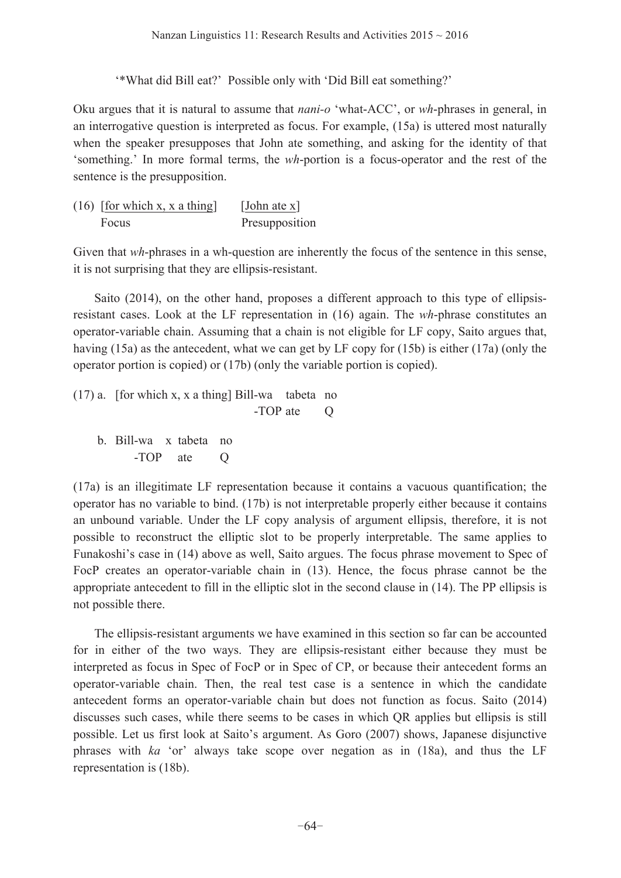'*What did Bill eat?' Possible only with 'Did Bill eat something?'

Oku argues that it is natural to assume that *nani-o* 'what-ACC', or *wh*-phrases in general, in an interrogative question is interpreted as focus. For example, (15a) is uttered most naturally when the speaker presupposes that John ate something, and asking for the identity of that 'something.' In more formal terms, the *wh*-portion is a focus-operator and the rest of the sentence is the presupposition.

(16) [for which x, x a thing]  [John ate x]
     Focus  Presupposition

Given that *wh*-phrases in a wh-question are inherently the focus of the sentence in this sense, it is not surprising that they are ellipsis-resistant.

Saito (2014), on the other hand, proposes a different approach to this type of ellipsis-resistant cases. Look at the LF representation in (16) again. The *wh*-phrase constitutes an operator-variable chain. Assuming that a chain is not eligible for LF copy, Saito argues that, having (15a) as the antecedent, what we can get by LF copy for (15b) is either (17a) (only the operator portion is copied) or (17b) (only the variable portion is copied).

(17) a. [for which x, x a thing] Bill-wa tabeta no
                                   -TOP ate Q

  b. Bill-wa x tabeta no
       -TOP  ate Q

(17a) is an illegitimate LF representation because it contains a vacuous quantification; the operator has no variable to bind. (17b) is not interpretable properly either because it contains an unbound variable. Under the LF copy analysis of argument ellipsis, therefore, it is not possible to reconstruct the elliptic slot to be properly interpretable. The same applies to Funakoshi's case in (14) above as well, Saito argues. The focus phrase movement to Spec of FocP creates an operator-variable chain in (13). Hence, the focus phrase cannot be the appropriate antecedent to fill in the elliptic slot in the second clause in (14). The PP ellipsis is not possible there.

The ellipsis-resistant arguments we have examined in this section so far can be accounted for in either of the two ways. They are ellipsis-resistant either because they must be interpreted as focus in Spec of FocP or in Spec of CP, or because their antecedent forms an operator-variable chain. Then, the real test case is a sentence in which the candidate antecedent forms an operator-variable chain but does not function as focus. Saito (2014) discusses such cases, while there seems to be cases in which QR applies but ellipsis is still possible. Let us first look at Saito's argument. As Goro (2007) shows, Japanese disjunctive phrases with *ka* 'or' always take scope over negation as in (18a), and thus the LF representation is (18b).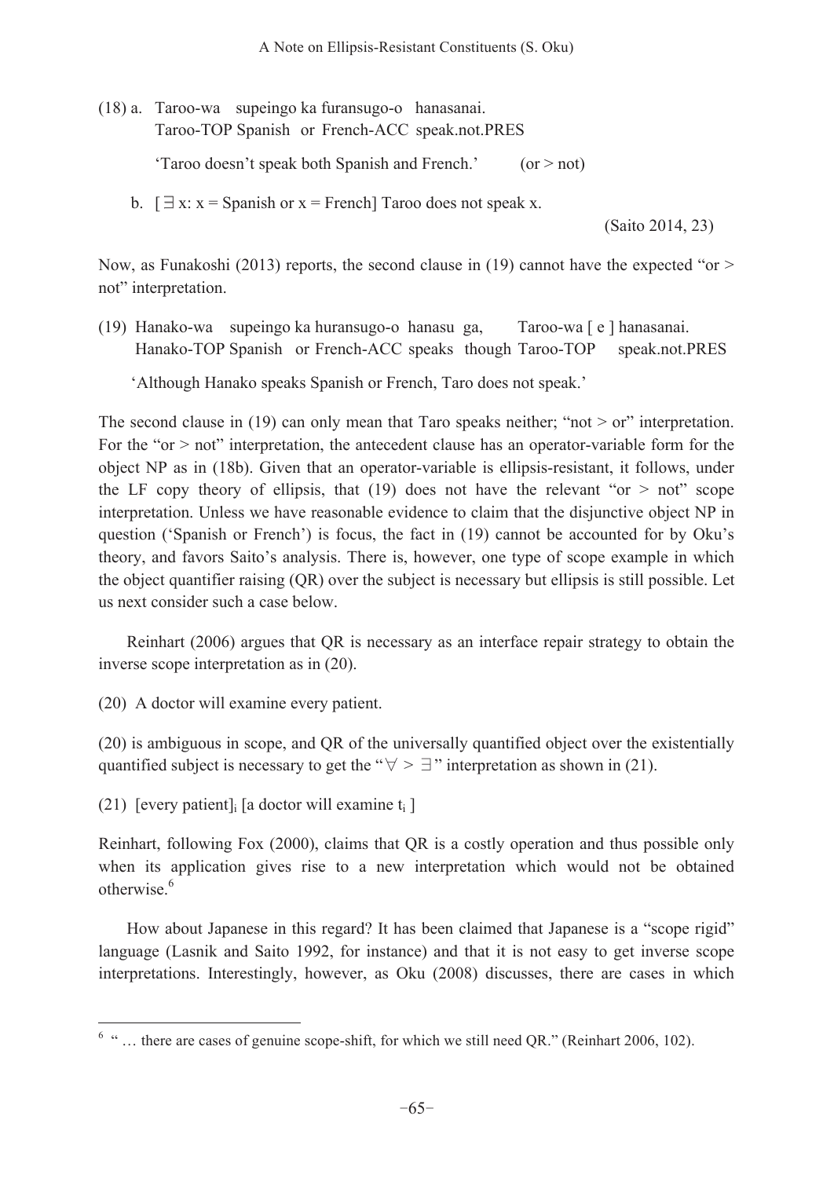(18) a. Taroo-wa supeingo ka furansugo-o hanasanai.
Taroo-TOP Spanish or French-ACC speak.not.PRES

'Taroo doesn't speak both Spanish and French.' (or > not)

b. [ $\exists$ x: x = Spanish or x = French] Taroo does not speak x.

(Saito 2014, 23)

Now, as Funakoshi (2013) reports, the second clause in (19) cannot have the expected "or > not" interpretation.

(19) Hanako-wa supeingo ka huransugo-o hanasu ga, Taroo-wa [ e ] hanasanai.
Hanako-TOP Spanish or French-ACC speaks though Taroo-TOP speak.not.PRES

'Although Hanako speaks Spanish or French, Taro does not speak.'

The second clause in (19) can only mean that Taro speaks neither; "not > or" interpretation. For the "or > not" interpretation, the antecedent clause has an operator-variable form for the object NP as in (18b). Given that an operator-variable is ellipsis-resistant, it follows, under the LF copy theory of ellipsis, that (19) does not have the relevant "or > not" scope interpretation. Unless we have reasonable evidence to claim that the disjunctive object NP in question ('Spanish or French') is focus, the fact in (19) cannot be accounted for by Oku's theory, and favors Saito's analysis. There is, however, one type of scope example in which the object quantifier raising (QR) over the subject is necessary but ellipsis is still possible. Let us next consider such a case below.

Reinhart (2006) argues that QR is necessary as an interface repair strategy to obtain the inverse scope interpretation as in (20).

(20) A doctor will examine every patient.

(20) is ambiguous in scope, and QR of the universally quantified object over the existentially quantified subject is necessary to get the "$\forall > \exists$" interpretation as shown in (21).

(21) [every patient]$_i$ [a doctor will examine t$_i$ ]

Reinhart, following Fox (2000), claims that QR is a costly operation and thus possible only when its application gives rise to a new interpretation which would not be obtained otherwise.[6]

How about Japanese in this regard? It has been claimed that Japanese is a "scope rigid" language (Lasnik and Saito 1992, for instance) and that it is not easy to get inverse scope interpretations. Interestingly, however, as Oku (2008) discusses, there are cases in which

[6] " … there are cases of genuine scope-shift, for which we still need QR." (Reinhart 2006, 102).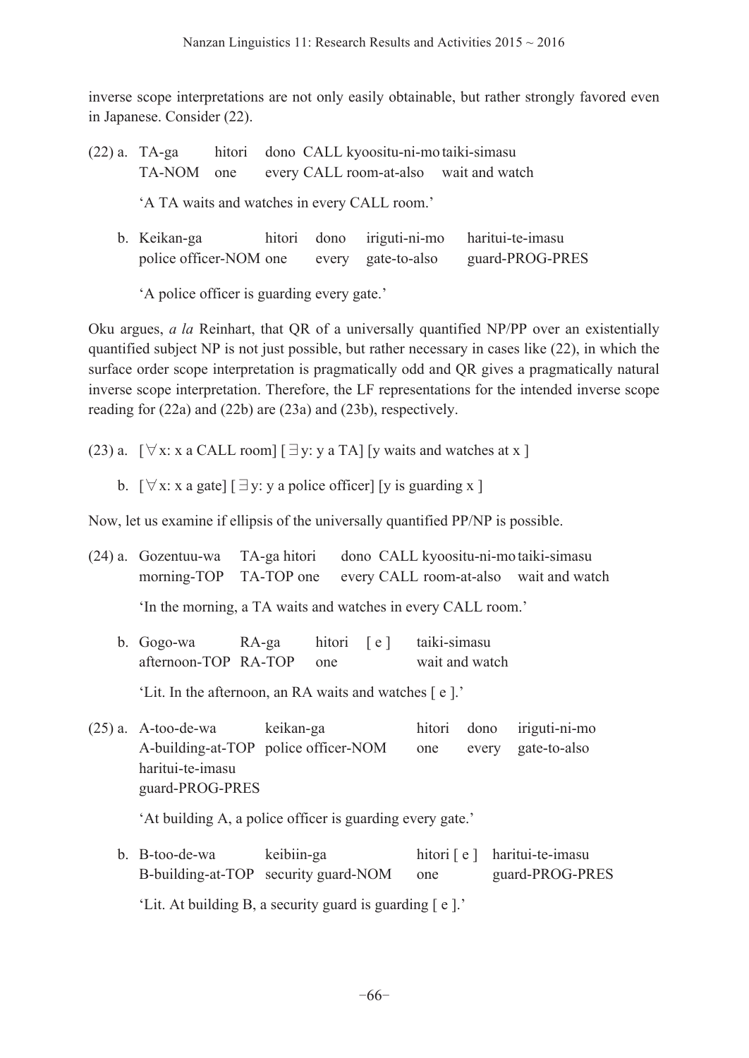inverse scope interpretations are not only easily obtainable, but rather strongly favored even in Japanese. Consider (22).

(22) a. TA-ga hitori dono CALL kyoositu-ni-mo taiki-simasu
TA-NOM one every CALL room-at-also wait and watch

'A TA waits and watches in every CALL room.'

b. Keikan-ga hitori dono iriguti-ni-mo haritui-te-imasu
police officer-NOM one every gate-to-also guard-PROG-PRES

'A police officer is guarding every gate.'

Oku argues, *a la* Reinhart, that QR of a universally quantified NP/PP over an existentially quantified subject NP is not just possible, but rather necessary in cases like (22), in which the surface order scope interpretation is pragmatically odd and QR gives a pragmatically natural inverse scope interpretation. Therefore, the LF representations for the intended inverse scope reading for (22a) and (22b) are (23a) and (23b), respectively.

(23) a. [$\forall$x: x a CALL room] [$\exists$y: y a TA] [y waits and watches at x ]

b. [$\forall$x: x a gate] [$\exists$y: y a police officer] [y is guarding x ]

Now, let us examine if ellipsis of the universally quantified PP/NP is possible.

(24) a. Gozentuu-wa TA-ga hitori dono CALL kyoositu-ni-mo taiki-simasu
morning-TOP TA-TOP one every CALL room-at-also wait and watch

'In the morning, a TA waits and watches in every CALL room.'

b. Gogo-wa RA-ga hitori [ e ] taiki-simasu
afternoon-TOP RA-TOP one wait and watch

'Lit. In the afternoon, an RA waits and watches [ e ].'

(25) a. A-too-de-wa keikan-ga hitori dono iriguti-ni-mo
A-building-at-TOP police officer-NOM one every gate-to-also
haritui-te-imasu
guard-PROG-PRES

'At building A, a police officer is guarding every gate.'

b. B-too-de-wa keibiin-ga hitori [ e ] haritui-te-imasu
B-building-at-TOP security guard-NOM one guard-PROG-PRES

'Lit. At building B, a security guard is guarding [ e ].'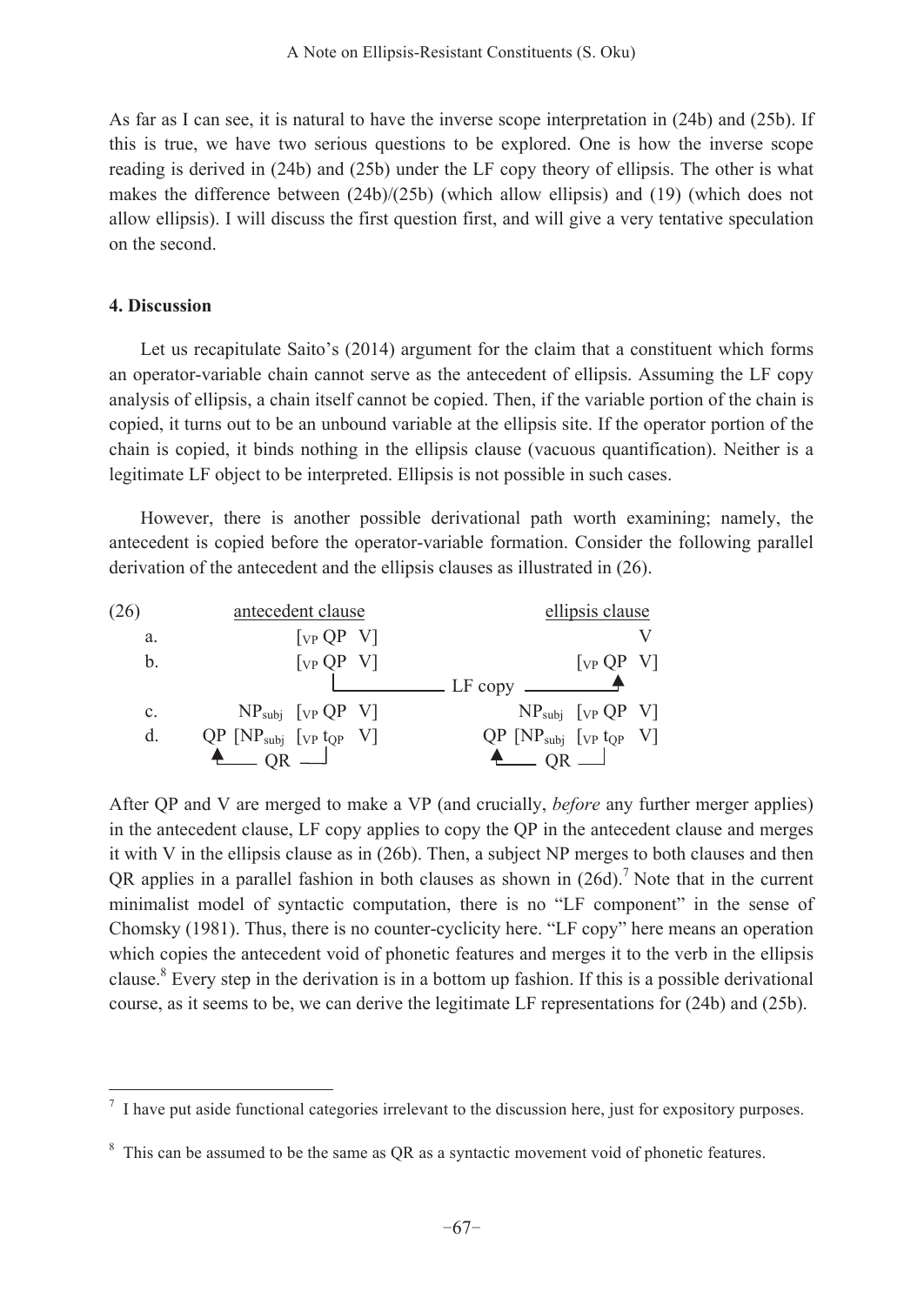As far as I can see, it is natural to have the inverse scope interpretation in (24b) and (25b). If this is true, we have two serious questions to be explored. One is how the inverse scope reading is derived in (24b) and (25b) under the LF copy theory of ellipsis. The other is what makes the difference between (24b)/(25b) (which allow ellipsis) and (19) (which does not allow ellipsis). I will discuss the first question first, and will give a very tentative speculation on the second.

## 4. Discussion

Let us recapitulate Saito's (2014) argument for the claim that a constituent which forms an operator-variable chain cannot serve as the antecedent of ellipsis. Assuming the LF copy analysis of ellipsis, a chain itself cannot be copied. Then, if the variable portion of the chain is copied, it turns out to be an unbound variable at the ellipsis site. If the operator portion of the chain is copied, it binds nothing in the ellipsis clause (vacuous quantification). Neither is a legitimate LF object to be interpreted. Ellipsis is not possible in such cases.

However, there is another possible derivational path worth examining; namely, the antecedent is copied before the operator-variable formation. Consider the following parallel derivation of the antecedent and the ellipsis clauses as illustrated in (26).

```
(26)          antecedent clause                      ellipsis clause
    a.              [VP QP  V]                                   V
    b.              [VP QP  V]                            [VP QP  V]
                          |______________ LF copy ____________↑
    c.       NPsubj  [VP QP  V]                    NPsubj  [VP QP  V]
    d.   QP [NPsubj  [VP tQP  V]                QP [NPsubj  [VP tQP  V]
         ↑____ QR ____|                          ↑____ QR ____|
```

After QP and V are merged to make a VP (and crucially, *before* any further merger applies) in the antecedent clause, LF copy applies to copy the QP in the antecedent clause and merges it with V in the ellipsis clause as in (26b). Then, a subject NP merges to both clauses and then QR applies in a parallel fashion in both clauses as shown in (26d).[7] Note that in the current minimalist model of syntactic computation, there is no "LF component" in the sense of Chomsky (1981). Thus, there is no counter-cyclicity here. "LF copy" here means an operation which copies the antecedent void of phonetic features and merges it to the verb in the ellipsis clause.[8] Every step in the derivation is in a bottom up fashion. If this is a possible derivational course, as it seems to be, we can derive the legitimate LF representations for (24b) and (25b).

---

[7] I have put aside functional categories irrelevant to the discussion here, just for expository purposes.

[8] This can be assumed to be the same as QR as a syntactic movement void of phonetic features.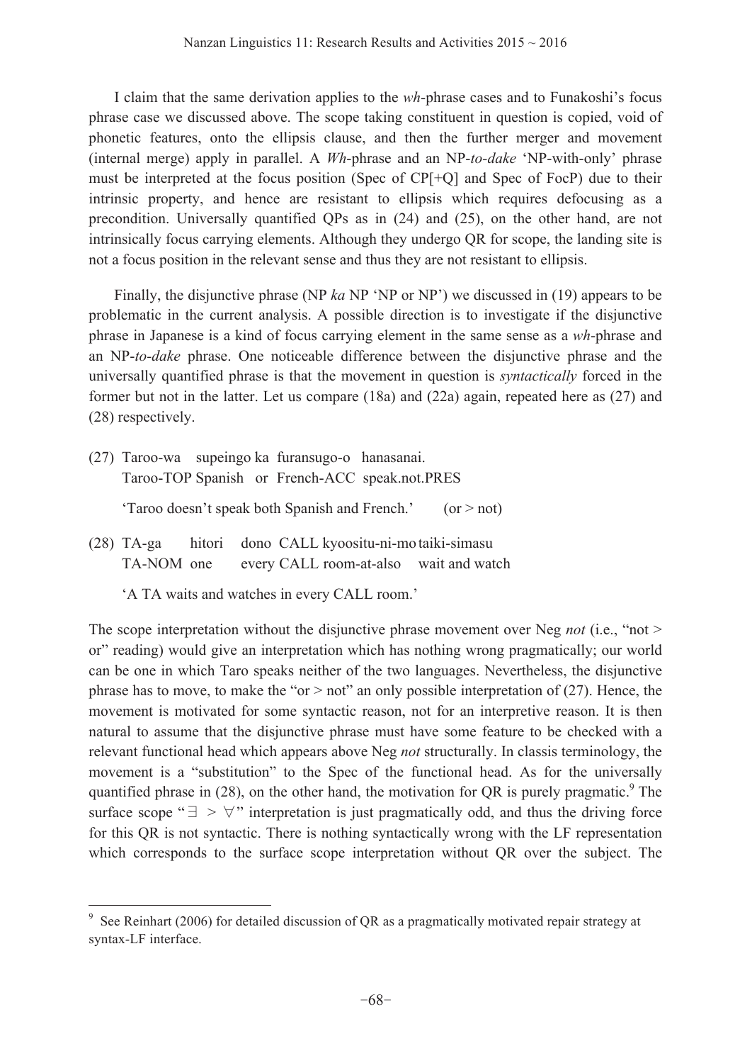I claim that the same derivation applies to the *wh*-phrase cases and to Funakoshi's focus phrase case we discussed above. The scope taking constituent in question is copied, void of phonetic features, onto the ellipsis clause, and then the further merger and movement (internal merge) apply in parallel. A *Wh*-phrase and an NP-*to-dake* 'NP-with-only' phrase must be interpreted at the focus position (Spec of CP[+Q] and Spec of FocP) due to their intrinsic property, and hence are resistant to ellipsis which requires defocusing as a precondition. Universally quantified QPs as in (24) and (25), on the other hand, are not intrinsically focus carrying elements. Although they undergo QR for scope, the landing site is not a focus position in the relevant sense and thus they are not resistant to ellipsis.

Finally, the disjunctive phrase (NP *ka* NP 'NP or NP') we discussed in (19) appears to be problematic in the current analysis. A possible direction is to investigate if the disjunctive phrase in Japanese is a kind of focus carrying element in the same sense as a *wh*-phrase and an NP-*to-dake* phrase. One noticeable difference between the disjunctive phrase and the universally quantified phrase is that the movement in question is *syntactically* forced in the former but not in the latter. Let us compare (18a) and (22a) again, repeated here as (27) and (28) respectively.

(27) Taroo-wa supeingo ka furansugo-o hanasanai.
Taroo-TOP Spanish or French-ACC speak.not.PRES

'Taroo doesn't speak both Spanish and French.' (or > not)

(28) TA-ga hitori dono CALL kyoositu-ni-mo taiki-simasu
TA-NOM one every CALL room-at-also wait and watch

'A TA waits and watches in every CALL room.'

The scope interpretation without the disjunctive phrase movement over Neg *not* (i.e., "not > or" reading) would give an interpretation which has nothing wrong pragmatically; our world can be one in which Taro speaks neither of the two languages. Nevertheless, the disjunctive phrase has to move, to make the "or > not" an only possible interpretation of (27). Hence, the movement is motivated for some syntactic reason, not for an interpretive reason. It is then natural to assume that the disjunctive phrase must have some feature to be checked with a relevant functional head which appears above Neg *not* structurally. In classis terminology, the movement is a "substitution" to the Spec of the functional head. As for the universally quantified phrase in (28), on the other hand, the motivation for QR is purely pragmatic.[9] The surface scope "$\exists > \forall$" interpretation is just pragmatically odd, and thus the driving force for this QR is not syntactic. There is nothing syntactically wrong with the LF representation which corresponds to the surface scope interpretation without QR over the subject. The

[9] See Reinhart (2006) for detailed discussion of QR as a pragmatically motivated repair strategy at syntax-LF interface.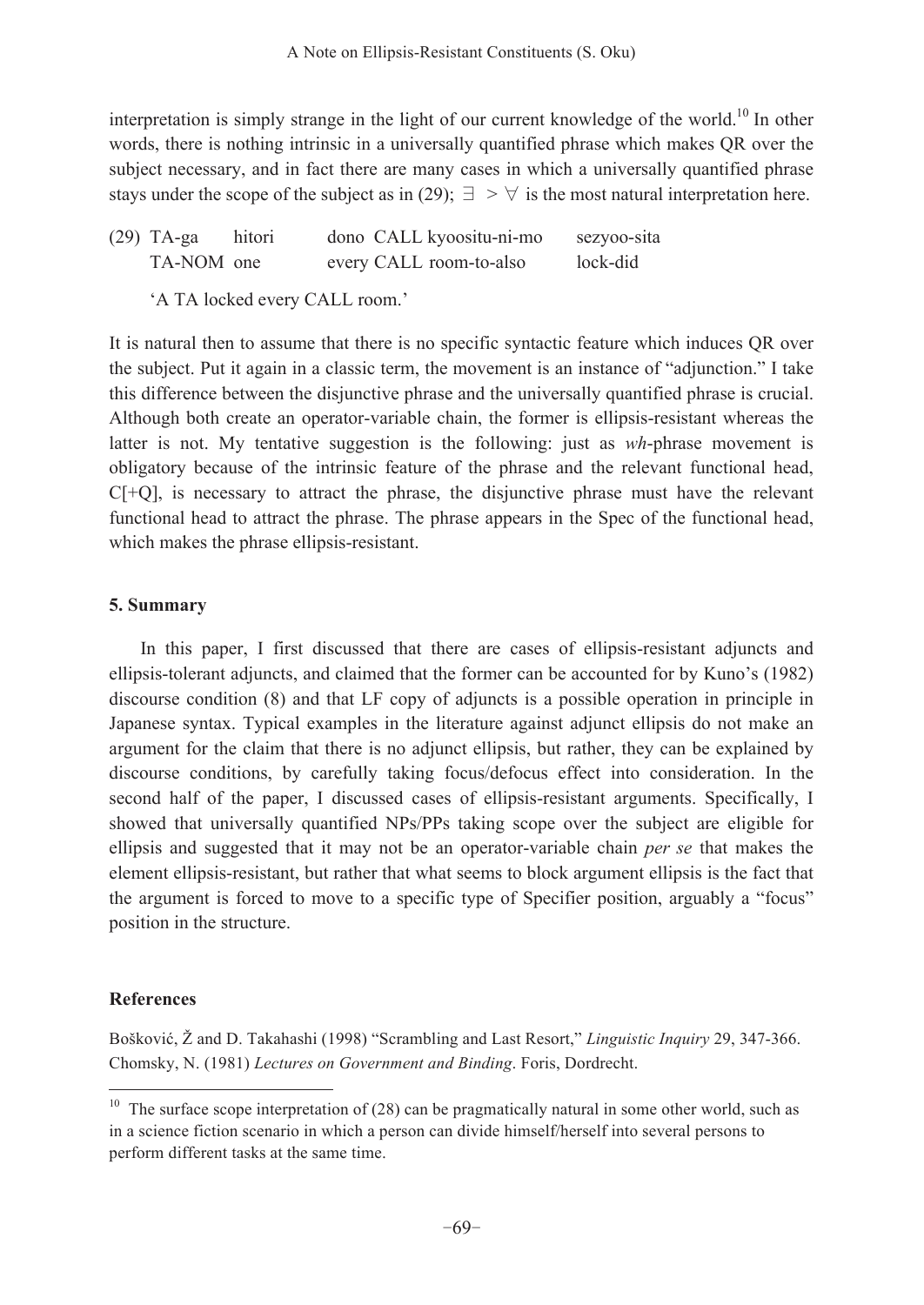interpretation is simply strange in the light of our current knowledge of the world.[10] In other words, there is nothing intrinsic in a universally quantified phrase which makes QR over the subject necessary, and in fact there are many cases in which a universally quantified phrase stays under the scope of the subject as in (29); $\exists > \forall$ is the most natural interpretation here.

(29) TA-ga hitori dono CALL kyoositu-ni-mo sezyoo-sita
TA-NOM one every CALL room-to-also lock-did

'A TA locked every CALL room.'

It is natural then to assume that there is no specific syntactic feature which induces QR over the subject. Put it again in a classic term, the movement is an instance of "adjunction." I take this difference between the disjunctive phrase and the universally quantified phrase is crucial. Although both create an operator-variable chain, the former is ellipsis-resistant whereas the latter is not. My tentative suggestion is the following: just as *wh*-phrase movement is obligatory because of the intrinsic feature of the phrase and the relevant functional head, C[+Q], is necessary to attract the phrase, the disjunctive phrase must have the relevant functional head to attract the phrase. The phrase appears in the Spec of the functional head, which makes the phrase ellipsis-resistant.

## 5. Summary

In this paper, I first discussed that there are cases of ellipsis-resistant adjuncts and ellipsis-tolerant adjuncts, and claimed that the former can be accounted for by Kuno's (1982) discourse condition (8) and that LF copy of adjuncts is a possible operation in principle in Japanese syntax. Typical examples in the literature against adjunct ellipsis do not make an argument for the claim that there is no adjunct ellipsis, but rather, they can be explained by discourse conditions, by carefully taking focus/defocus effect into consideration. In the second half of the paper, I discussed cases of ellipsis-resistant arguments. Specifically, I showed that universally quantified NPs/PPs taking scope over the subject are eligible for ellipsis and suggested that it may not be an operator-variable chain *per se* that makes the element ellipsis-resistant, but rather that what seems to block argument ellipsis is the fact that the argument is forced to move to a specific type of Specifier position, arguably a "focus" position in the structure.

## References

Bošković, Ž and D. Takahashi (1998) "Scrambling and Last Resort," *Linguistic Inquiry* 29, 347-366.

Chomsky, N. (1981) *Lectures on Government and Binding*. Foris, Dordrecht.

[10] The surface scope interpretation of (28) can be pragmatically natural in some other world, such as in a science fiction scenario in which a person can divide himself/herself into several persons to perform different tasks at the same time.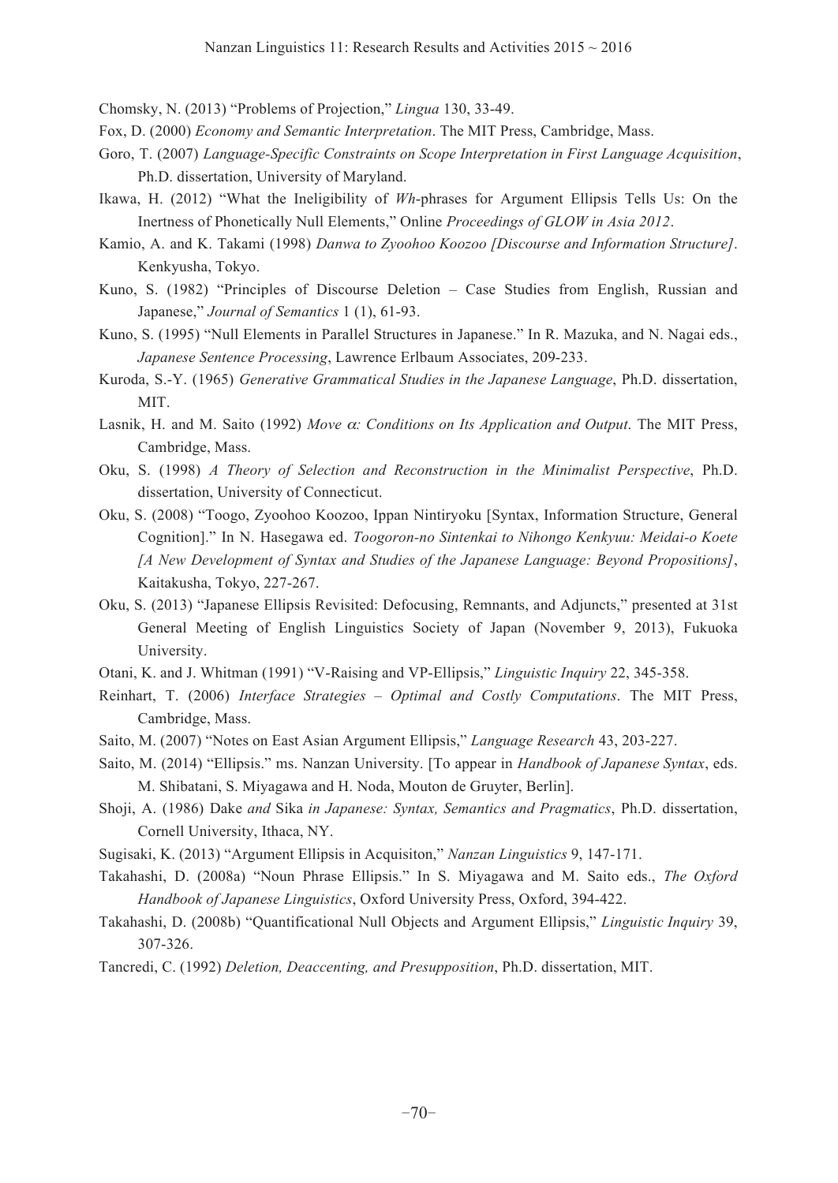Chomsky, N. (2013) "Problems of Projection," *Lingua* 130, 33-49.

Fox, D. (2000) *Economy and Semantic Interpretation*. The MIT Press, Cambridge, Mass.

Goro, T. (2007) *Language-Specific Constraints on Scope Interpretation in First Language Acquisition*, Ph.D. dissertation, University of Maryland.

Ikawa, H. (2012) "What the Ineligibility of *Wh*-phrases for Argument Ellipsis Tells Us: On the Inertness of Phonetically Null Elements," Online *Proceedings of GLOW in Asia 2012*.

Kamio, A. and K. Takami (1998) *Danwa to Zyoohoo Koozoo [Discourse and Information Structure]*. Kenkyusha, Tokyo.

Kuno, S. (1982) "Principles of Discourse Deletion – Case Studies from English, Russian and Japanese," *Journal of Semantics* 1 (1), 61-93.

Kuno, S. (1995) "Null Elements in Parallel Structures in Japanese." In R. Mazuka, and N. Nagai eds., *Japanese Sentence Processing*, Lawrence Erlbaum Associates, 209-233.

Kuroda, S.-Y. (1965) *Generative Grammatical Studies in the Japanese Language*, Ph.D. dissertation, MIT.

Lasnik, H. and M. Saito (1992) *Move α: Conditions on Its Application and Output*. The MIT Press, Cambridge, Mass.

Oku, S. (1998) *A Theory of Selection and Reconstruction in the Minimalist Perspective*, Ph.D. dissertation, University of Connecticut.

Oku, S. (2008) "Toogo, Zyoohoo Koozoo, Ippan Nintiryoku [Syntax, Information Structure, General Cognition]." In N. Hasegawa ed. *Toogoron-no Sintenkai to Nihongo Kenkyuu: Meidai-o Koete [A New Development of Syntax and Studies of the Japanese Language: Beyond Propositions]*, Kaitakusha, Tokyo, 227-267.

Oku, S. (2013) "Japanese Ellipsis Revisited: Defocusing, Remnants, and Adjuncts," presented at 31st General Meeting of English Linguistics Society of Japan (November 9, 2013), Fukuoka University.

Otani, K. and J. Whitman (1991) "V-Raising and VP-Ellipsis," *Linguistic Inquiry* 22, 345-358.

Reinhart, T. (2006) *Interface Strategies – Optimal and Costly Computations*. The MIT Press, Cambridge, Mass.

Saito, M. (2007) "Notes on East Asian Argument Ellipsis," *Language Research* 43, 203-227.

Saito, M. (2014) "Ellipsis." ms. Nanzan University. [To appear in *Handbook of Japanese Syntax*, eds. M. Shibatani, S. Miyagawa and H. Noda, Mouton de Gruyter, Berlin].

Shoji, A. (1986) Dake *and* Sika *in Japanese: Syntax, Semantics and Pragmatics*, Ph.D. dissertation, Cornell University, Ithaca, NY.

Sugisaki, K. (2013) "Argument Ellipsis in Acquisiton," *Nanzan Linguistics* 9, 147-171.

Takahashi, D. (2008a) "Noun Phrase Ellipsis." In S. Miyagawa and M. Saito eds., *The Oxford Handbook of Japanese Linguistics*, Oxford University Press, Oxford, 394-422.

Takahashi, D. (2008b) "Quantificational Null Objects and Argument Ellipsis," *Linguistic Inquiry* 39, 307-326.

Tancredi, C. (1992) *Deletion, Deaccenting, and Presupposition*, Ph.D. dissertation, MIT.